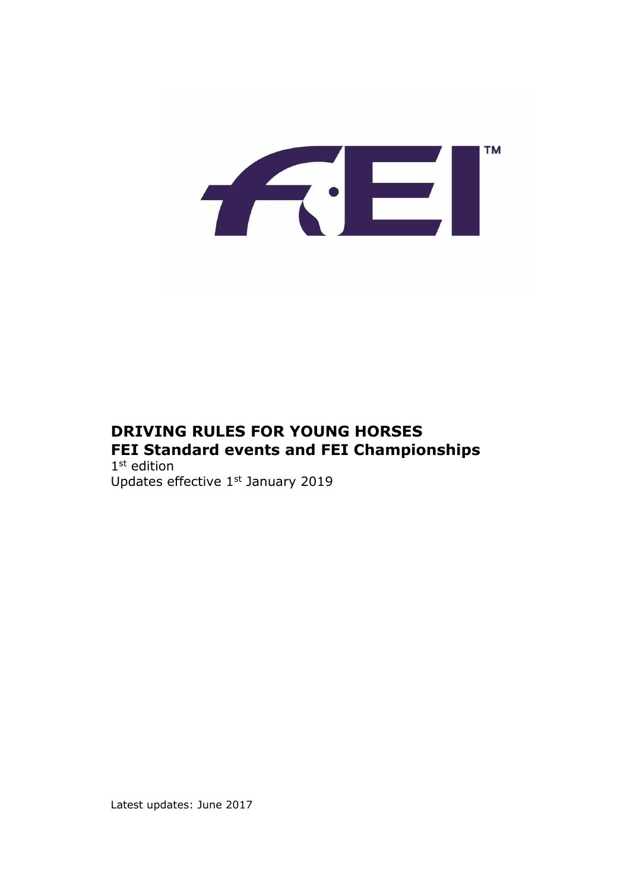# DRIVING RULES FOR YOUNG HORSES
# FEI Standard events and FEI Championships

1st edition
Updates effective 1st January 2019

Latest updates: June 2017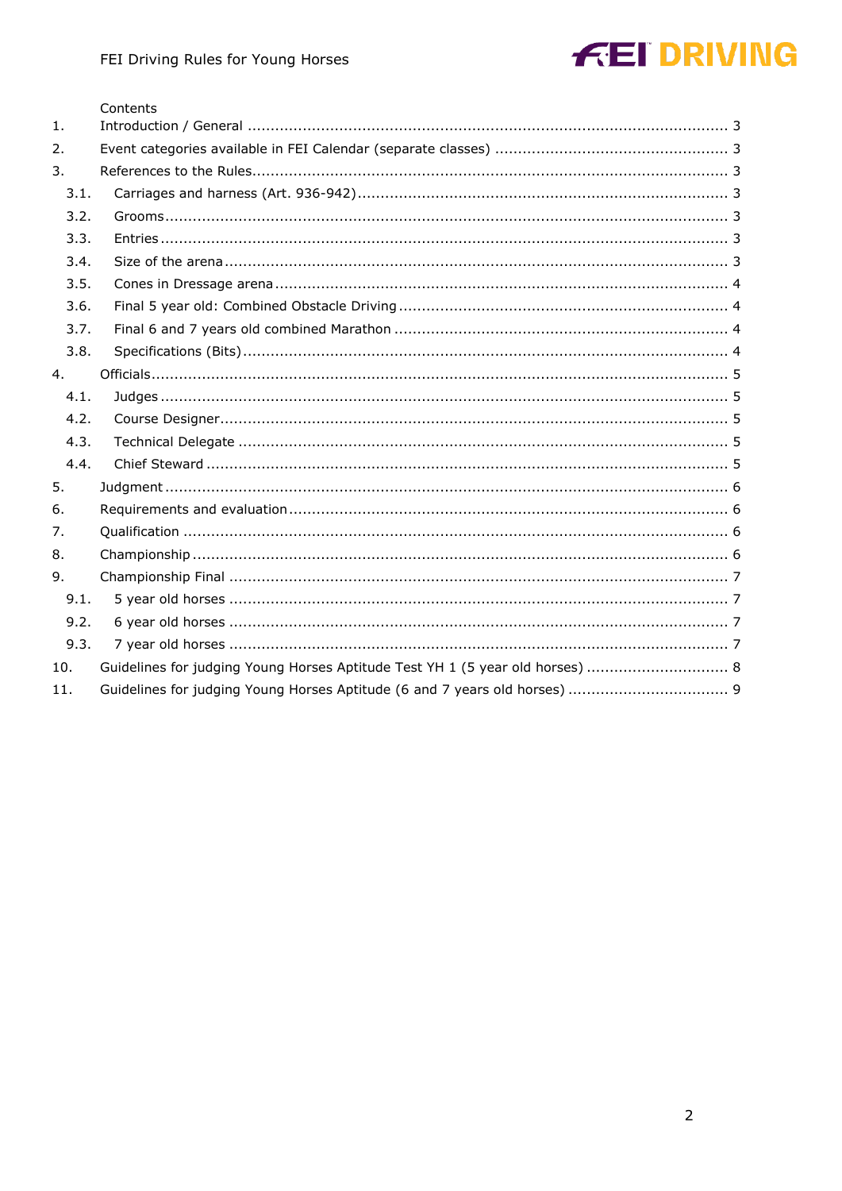Contents

1. Introduction / General ........................................................................................................ 3
2. Event categories available in FEI Calendar (separate classes) .................................................. 3
3. References to the Rules....................................................................................................... 3
   - 3.1. Carriages and harness (Art. 936-942)................................................................................ 3
   - 3.2. Grooms......................................................................................................................... 3
   - 3.3. Entries .......................................................................................................................... 3
   - 3.4. Size of the arena ............................................................................................................ 3
   - 3.5. Cones in Dressage arena ................................................................................................. 4
   - 3.6. Final 5 year old: Combined Obstacle Driving ....................................................................... 4
   - 3.7. Final 6 and 7 years old combined Marathon ........................................................................ 4
   - 3.8. Specifications (Bits)......................................................................................................... 4
4. Officials............................................................................................................................ 5
   - 4.1. Judges .......................................................................................................................... 5
   - 4.2. Course Designer.............................................................................................................. 5
   - 4.3. Technical Delegate ......................................................................................................... 5
   - 4.4. Chief Steward ................................................................................................................ 5
5. Judgment ......................................................................................................................... 6
6. Requirements and evaluation............................................................................................... 6
7. Qualification ..................................................................................................................... 6
8. Championship ................................................................................................................... 6
9. Championship Final ........................................................................................................... 7
   - 9.1. 5 year old horses ........................................................................................................... 7
   - 9.2. 6 year old horses ........................................................................................................... 7
   - 9.3. 7 year old horses ........................................................................................................... 7
10. Guidelines for judging Young Horses Aptitude Test YH 1 (5 year old horses) ............................... 8
11. Guidelines for judging Young Horses Aptitude (6 and 7 years old horses) .................................. 9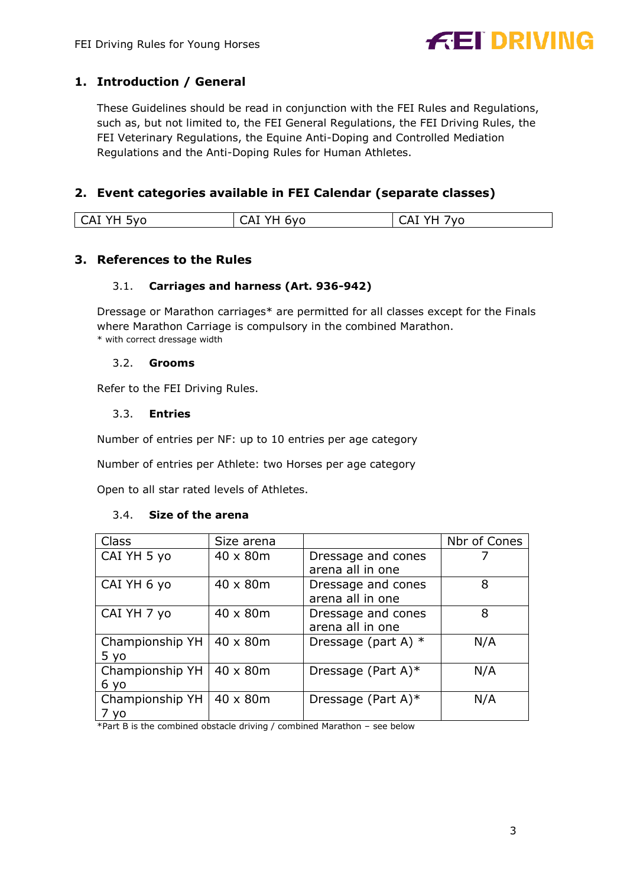## 1. Introduction / General

These Guidelines should be read in conjunction with the FEI Rules and Regulations, such as, but not limited to, the FEI General Regulations, the FEI Driving Rules, the FEI Veterinary Regulations, the Equine Anti-Doping and Controlled Mediation Regulations and the Anti-Doping Rules for Human Athletes.

## 2. Event categories available in FEI Calendar (separate classes)

| CAI YH 5yo | CAI YH 6yo | CAI YH 7yo |
|---|---|---|

## 3. References to the Rules

### 3.1. Carriages and harness (Art. 936-942)

Dressage or Marathon carriages* are permitted for all classes except for the Finals where Marathon Carriage is compulsory in the combined Marathon.

\* with correct dressage width

### 3.2. Grooms

Refer to the FEI Driving Rules.

### 3.3. Entries

Number of entries per NF: up to 10 entries per age category

Number of entries per Athlete: two Horses per age category

Open to all star rated levels of Athletes.

### 3.4. Size of the arena

| Class | Size arena | | Nbr of Cones |
|---|---|---|---|
| CAI YH 5 yo | 40 x 80m | Dressage and cones arena all in one | 7 |
| CAI YH 6 yo | 40 x 80m | Dressage and cones arena all in one | 8 |
| CAI YH 7 yo | 40 x 80m | Dressage and cones arena all in one | 8 |
| Championship YH 5 yo | 40 x 80m | Dressage (part A) * | N/A |
| Championship YH 6 yo | 40 x 80m | Dressage (Part A)* | N/A |
| Championship YH 7 yo | 40 x 80m | Dressage (Part A)* | N/A |

\*Part B is the combined obstacle driving / combined Marathon – see below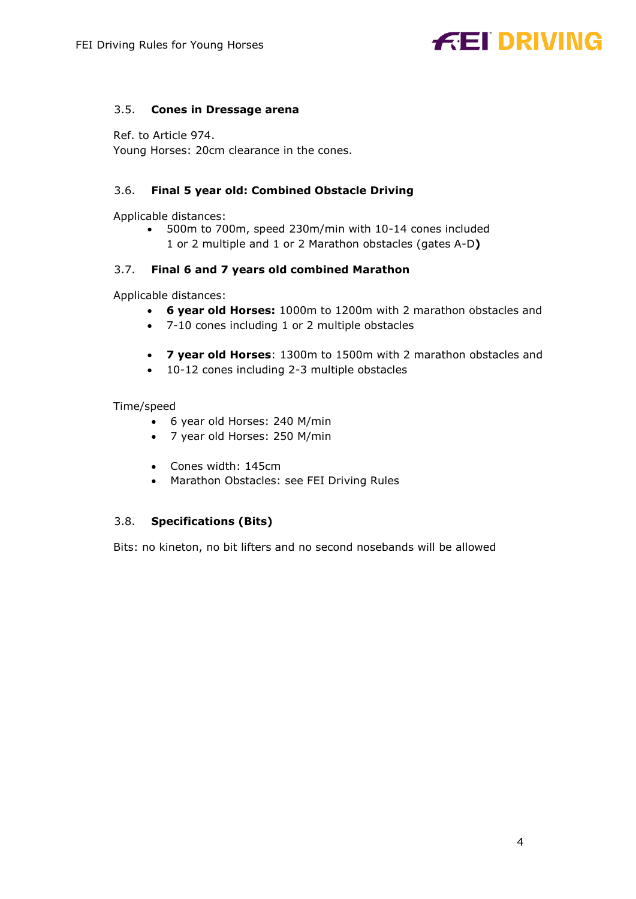### 3.5. Cones in Dressage arena

Ref. to Article 974.
Young Horses: 20cm clearance in the cones.

### 3.6. Final 5 year old: Combined Obstacle Driving

Applicable distances:

- 500m to 700m, speed 230m/min with 10-14 cones included
  1 or 2 multiple and 1 or 2 Marathon obstacles (gates A-D**)**

### 3.7. Final 6 and 7 years old combined Marathon

Applicable distances:

- **6 year old Horses:** 1000m to 1200m with 2 marathon obstacles and
- 7-10 cones including 1 or 2 multiple obstacles

- **7 year old Horses**: 1300m to 1500m with 2 marathon obstacles and
- 10-12 cones including 2-3 multiple obstacles

Time/speed

- 6 year old Horses: 240 M/min
- 7 year old Horses: 250 M/min

- Cones width: 145cm
- Marathon Obstacles: see FEI Driving Rules

### 3.8. Specifications (Bits)

Bits: no kineton, no bit lifters and no second nosebands will be allowed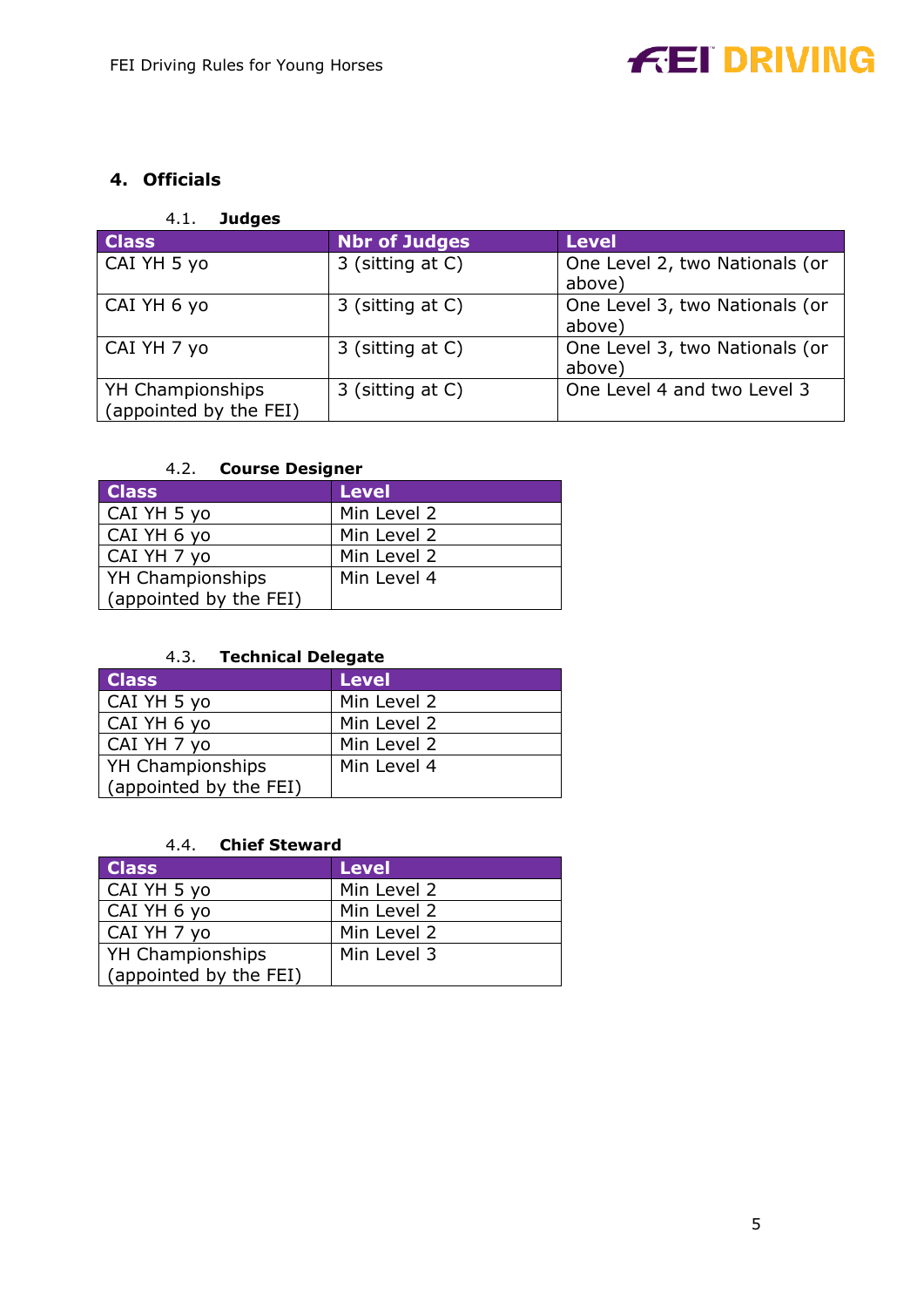## 4. Officials

### 4.1. Judges

| Class | Nbr of Judges | Level |
| --- | --- | --- |
| CAI YH 5 yo | 3 (sitting at C) | One Level 2, two Nationals (or above) |
| CAI YH 6 yo | 3 (sitting at C) | One Level 3, two Nationals (or above) |
| CAI YH 7 yo | 3 (sitting at C) | One Level 3, two Nationals (or above) |
| YH Championships (appointed by the FEI) | 3 (sitting at C) | One Level 4 and two Level 3 |

### 4.2. Course Designer

| Class | Level |
| --- | --- |
| CAI YH 5 yo | Min Level 2 |
| CAI YH 6 yo | Min Level 2 |
| CAI YH 7 yo | Min Level 2 |
| YH Championships (appointed by the FEI) | Min Level 4 |

### 4.3. Technical Delegate

| Class | Level |
| --- | --- |
| CAI YH 5 yo | Min Level 2 |
| CAI YH 6 yo | Min Level 2 |
| CAI YH 7 yo | Min Level 2 |
| YH Championships (appointed by the FEI) | Min Level 4 |

### 4.4. Chief Steward

| Class | Level |
| --- | --- |
| CAI YH 5 yo | Min Level 2 |
| CAI YH 6 yo | Min Level 2 |
| CAI YH 7 yo | Min Level 2 |
| YH Championships (appointed by the FEI) | Min Level 3 |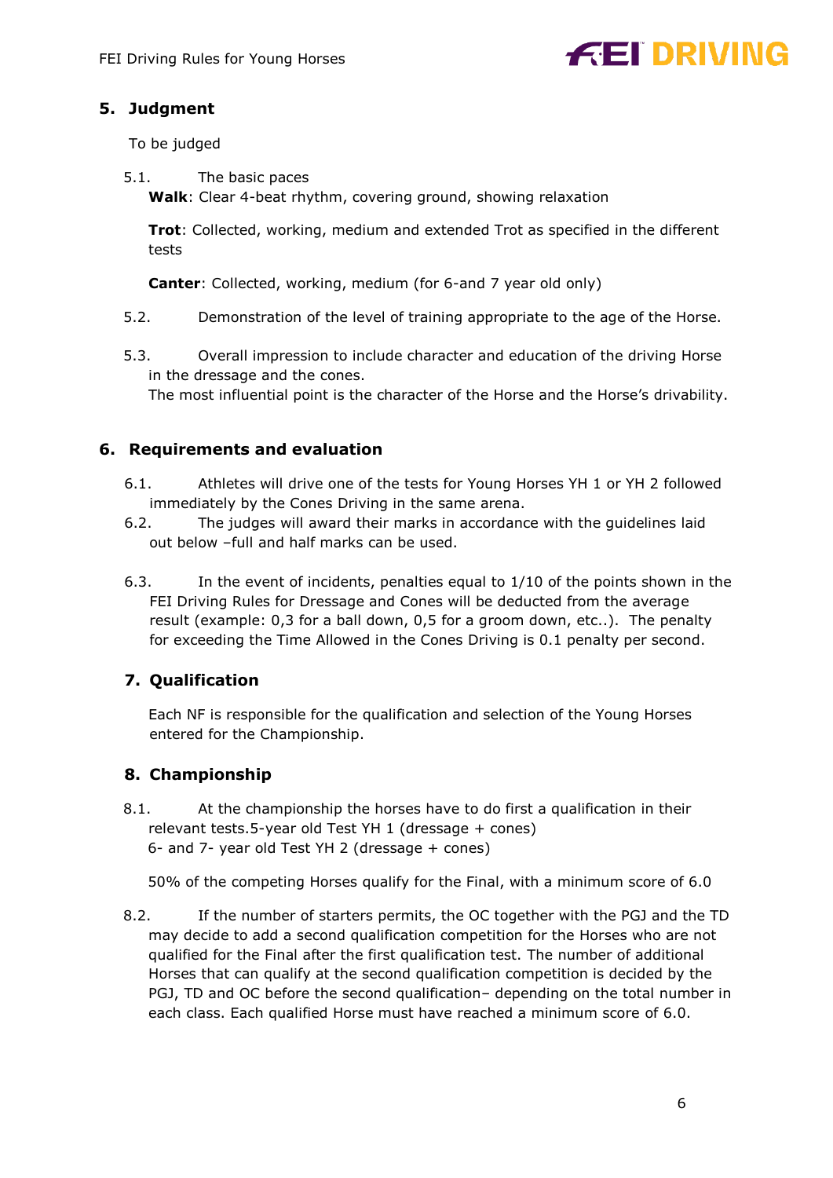## 5. Judgment

To be judged

5.1. The basic paces

**Walk**: Clear 4-beat rhythm, covering ground, showing relaxation

**Trot**: Collected, working, medium and extended Trot as specified in the different tests

**Canter**: Collected, working, medium (for 6-and 7 year old only)

5.2. Demonstration of the level of training appropriate to the age of the Horse.

5.3. Overall impression to include character and education of the driving Horse in the dressage and the cones.
The most influential point is the character of the Horse and the Horse's drivability.

## 6. Requirements and evaluation

6.1. Athletes will drive one of the tests for Young Horses YH 1 or YH 2 followed immediately by the Cones Driving in the same arena.

6.2. The judges will award their marks in accordance with the guidelines laid out below –full and half marks can be used.

6.3. In the event of incidents, penalties equal to 1/10 of the points shown in the FEI Driving Rules for Dressage and Cones will be deducted from the average result (example: 0,3 for a ball down, 0,5 for a groom down, etc..). The penalty for exceeding the Time Allowed in the Cones Driving is 0.1 penalty per second.

## 7. Qualification

Each NF is responsible for the qualification and selection of the Young Horses entered for the Championship.

## 8. Championship

8.1. At the championship the horses have to do first a qualification in their relevant tests.5-year old Test YH 1 (dressage + cones)
6- and 7- year old Test YH 2 (dressage + cones)

50% of the competing Horses qualify for the Final, with a minimum score of 6.0

8.2. If the number of starters permits, the OC together with the PGJ and the TD may decide to add a second qualification competition for the Horses who are not qualified for the Final after the first qualification test. The number of additional Horses that can qualify at the second qualification competition is decided by the PGJ, TD and OC before the second qualification– depending on the total number in each class. Each qualified Horse must have reached a minimum score of 6.0.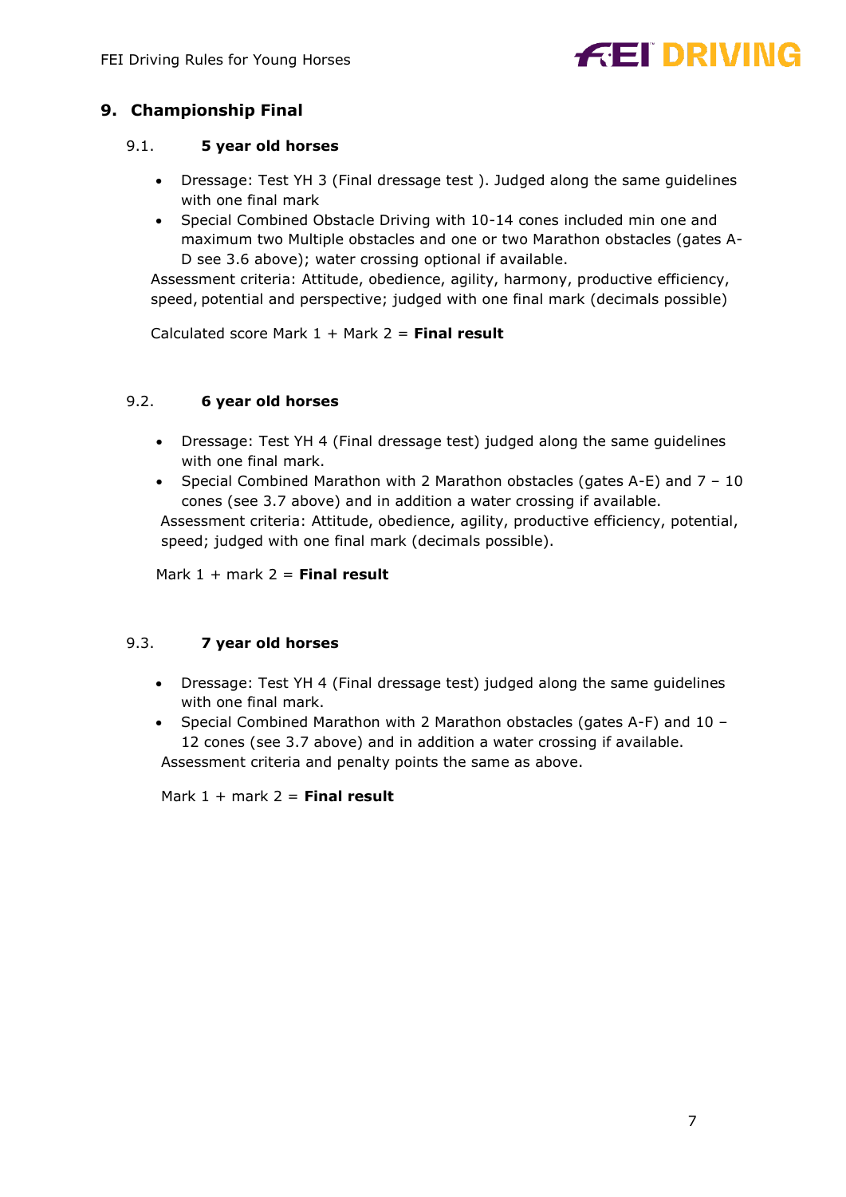## 9. Championship Final

### 9.1. 5 year old horses

- Dressage: Test YH 3 (Final dressage test ). Judged along the same guidelines with one final mark
- Special Combined Obstacle Driving with 10-14 cones included min one and maximum two Multiple obstacles and one or two Marathon obstacles (gates A-D see 3.6 above); water crossing optional if available.

Assessment criteria: Attitude, obedience, agility, harmony, productive efficiency, speed, potential and perspective; judged with one final mark (decimals possible)

Calculated score Mark 1 + Mark 2 = **Final result**

### 9.2. 6 year old horses

- Dressage: Test YH 4 (Final dressage test) judged along the same guidelines with one final mark.
- Special Combined Marathon with 2 Marathon obstacles (gates A-E) and 7 – 10 cones (see 3.7 above) and in addition a water crossing if available.

Assessment criteria: Attitude, obedience, agility, productive efficiency, potential, speed; judged with one final mark (decimals possible).

Mark 1 + mark 2 = **Final result**

### 9.3. 7 year old horses

- Dressage: Test YH 4 (Final dressage test) judged along the same guidelines with one final mark.
- Special Combined Marathon with 2 Marathon obstacles (gates A-F) and 10 – 12 cones (see 3.7 above) and in addition a water crossing if available.

Assessment criteria and penalty points the same as above.

Mark 1 + mark 2 = **Final result**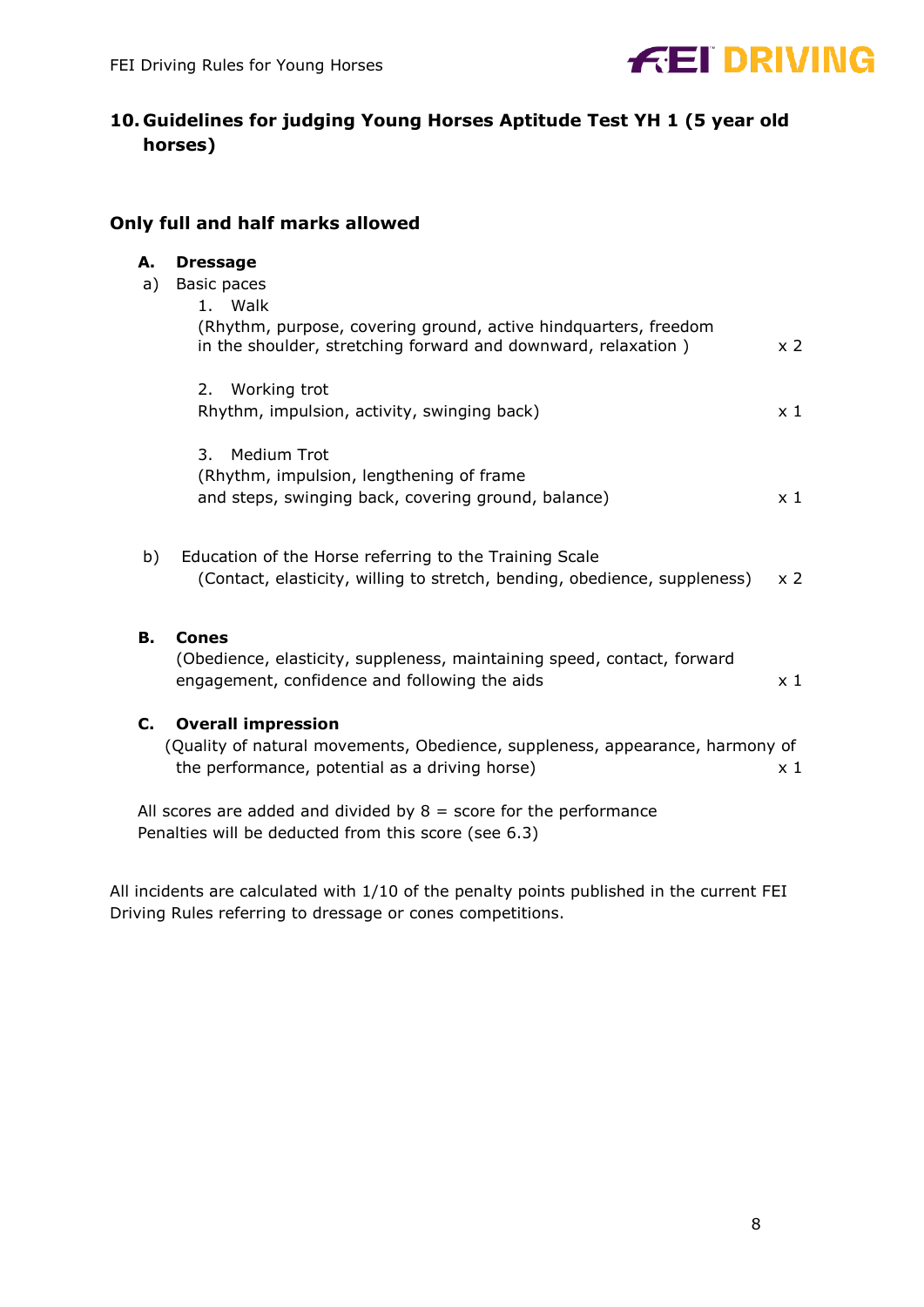## 10. Guidelines for judging Young Horses Aptitude Test YH 1 (5 year old horses)

**Only full and half marks allowed**

**A. Dressage**

a) Basic paces

1. Walk
(Rhythm, purpose, covering ground, active hindquarters, freedom in the shoulder, stretching forward and downward, relaxation ) x 2

2. Working trot
Rhythm, impulsion, activity, swinging back) x 1

3. Medium Trot
(Rhythm, impulsion, lengthening of frame and steps, swinging back, covering ground, balance) x 1

b) Education of the Horse referring to the Training Scale
(Contact, elasticity, willing to stretch, bending, obedience, suppleness) x 2

**B. Cones**
(Obedience, elasticity, suppleness, maintaining speed, contact, forward engagement, confidence and following the aids x 1

**C. Overall impression**
(Quality of natural movements, Obedience, suppleness, appearance, harmony of the performance, potential as a driving horse) x 1

All scores are added and divided by 8 = score for the performance
Penalties will be deducted from this score (see 6.3)

All incidents are calculated with 1/10 of the penalty points published in the current FEI Driving Rules referring to dressage or cones competitions.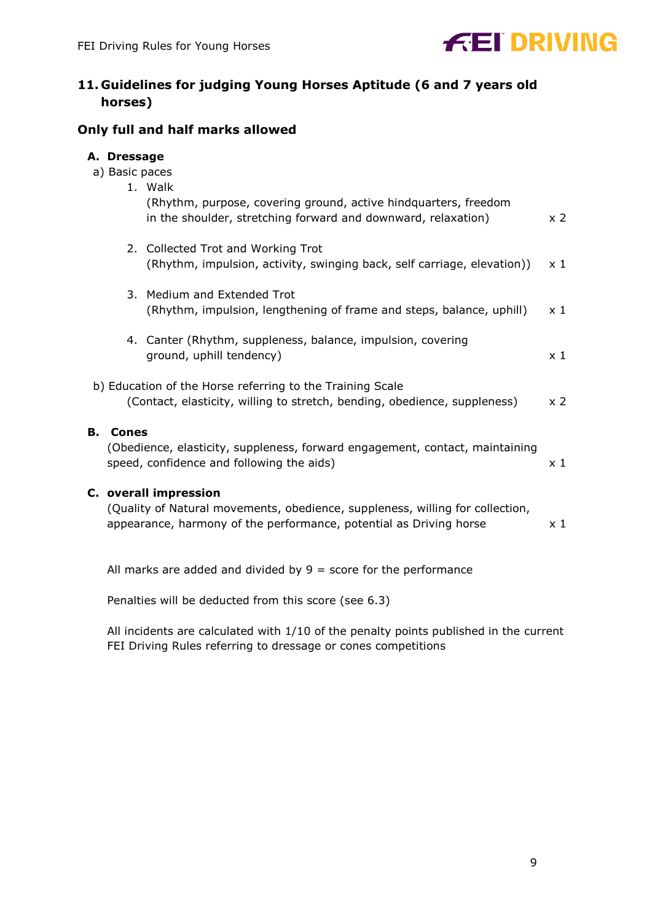## 11. Guidelines for judging Young Horses Aptitude (6 and 7 years old horses)

**Only full and half marks allowed**

**A. Dressage**

a) Basic paces

1. Walk
   (Rhythm, purpose, covering ground, active hindquarters, freedom in the shoulder, stretching forward and downward, relaxation) x 2

2. Collected Trot and Working Trot
   (Rhythm, impulsion, activity, swinging back, self carriage, elevation)) x 1

3. Medium and Extended Trot
   (Rhythm, impulsion, lengthening of frame and steps, balance, uphill) x 1

4. Canter (Rhythm, suppleness, balance, impulsion, covering ground, uphill tendency) x 1

b) Education of the Horse referring to the Training Scale
   (Contact, elasticity, willing to stretch, bending, obedience, suppleness) x 2

**B. Cones**

(Obedience, elasticity, suppleness, forward engagement, contact, maintaining speed, confidence and following the aids) x 1

**C. overall impression**

(Quality of Natural movements, obedience, suppleness, willing for collection, appearance, harmony of the performance, potential as Driving horse x 1

All marks are added and divided by 9 = score for the performance

Penalties will be deducted from this score (see 6.3)

All incidents are calculated with 1/10 of the penalty points published in the current FEI Driving Rules referring to dressage or cones competitions